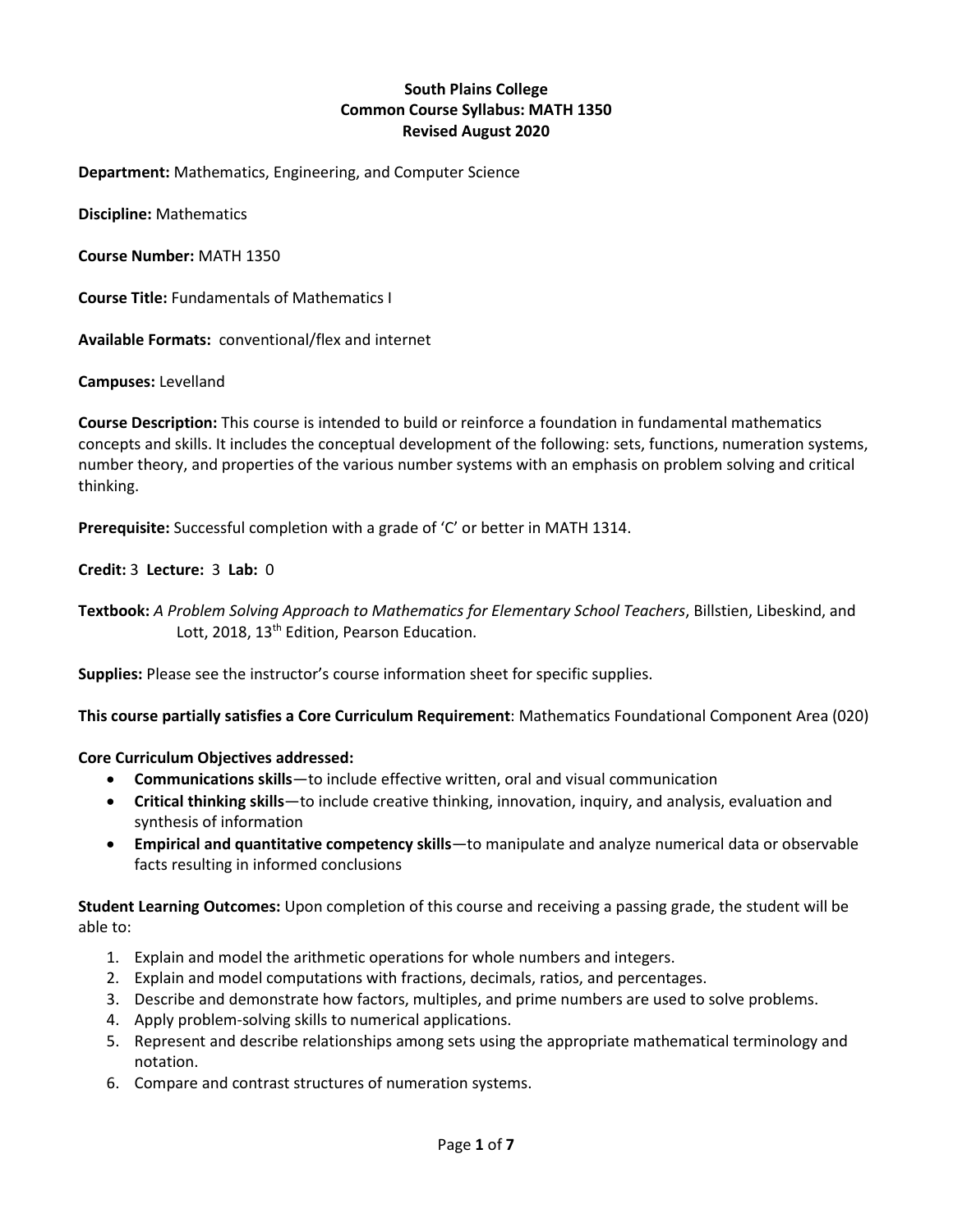**South Plains College**
**Common Course Syllabus: MATH 1350**
**Revised August 2020**

**Department:** Mathematics, Engineering, and Computer Science

**Discipline:** Mathematics

**Course Number:** MATH 1350

**Course Title:** Fundamentals of Mathematics I

**Available Formats:** conventional/flex and internet

**Campuses:** Levelland

**Course Description:** This course is intended to build or reinforce a foundation in fundamental mathematics concepts and skills. It includes the conceptual development of the following: sets, functions, numeration systems, number theory, and properties of the various number systems with an emphasis on problem solving and critical thinking.

**Prerequisite:** Successful completion with a grade of 'C' or better in MATH 1314.

**Credit:** 3 **Lecture:** 3 **Lab:** 0

**Textbook:** *A Problem Solving Approach to Mathematics for Elementary School Teachers*, Billstien, Libeskind, and Lott, 2018, 13th Edition, Pearson Education.

**Supplies:** Please see the instructor's course information sheet for specific supplies.

**This course partially satisfies a Core Curriculum Requirement**: Mathematics Foundational Component Area (020)

**Core Curriculum Objectives addressed:**

- **Communications skills**—to include effective written, oral and visual communication
- **Critical thinking skills**—to include creative thinking, innovation, inquiry, and analysis, evaluation and synthesis of information
- **Empirical and quantitative competency skills**—to manipulate and analyze numerical data or observable facts resulting in informed conclusions

**Student Learning Outcomes:** Upon completion of this course and receiving a passing grade, the student will be able to:

1. Explain and model the arithmetic operations for whole numbers and integers.
2. Explain and model computations with fractions, decimals, ratios, and percentages.
3. Describe and demonstrate how factors, multiples, and prime numbers are used to solve problems.
4. Apply problem-solving skills to numerical applications.
5. Represent and describe relationships among sets using the appropriate mathematical terminology and notation.
6. Compare and contrast structures of numeration systems.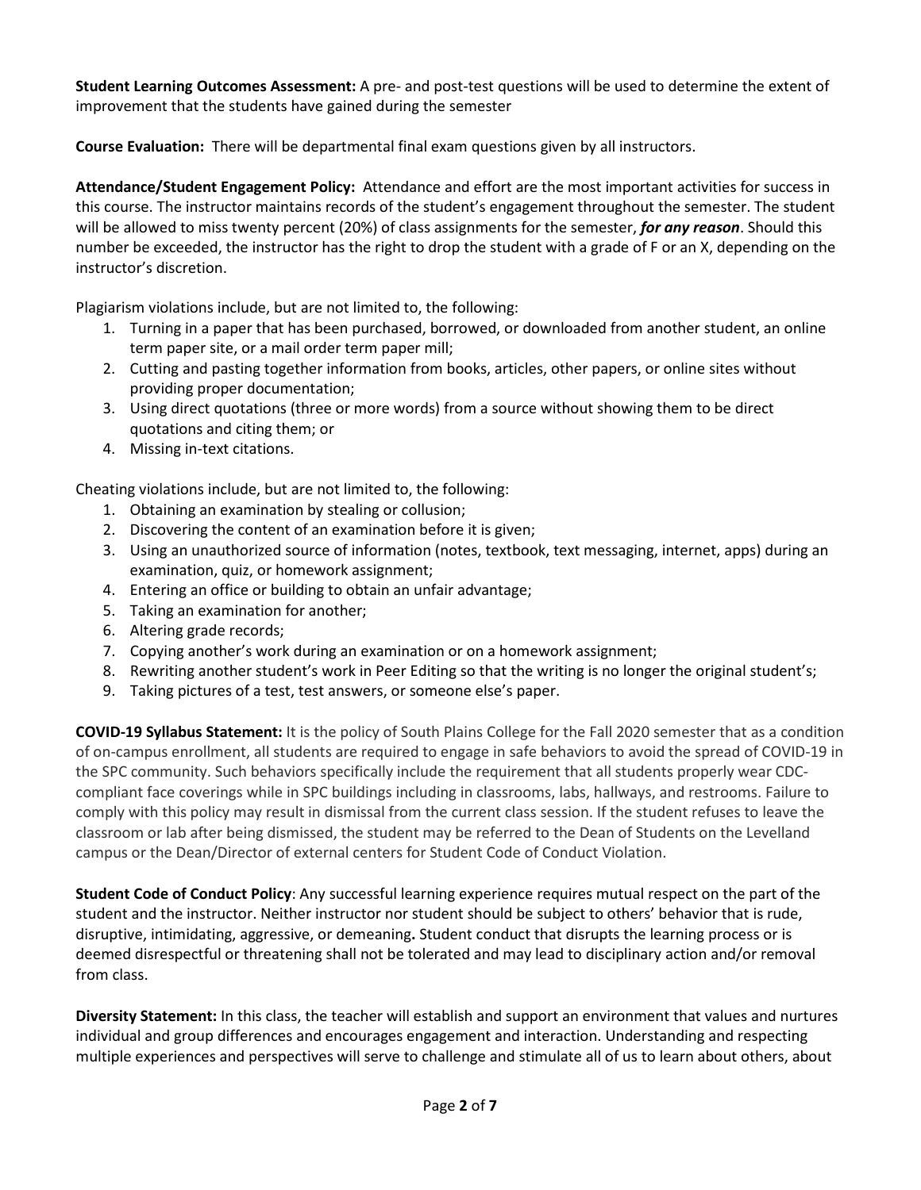**Student Learning Outcomes Assessment:** A pre- and post-test questions will be used to determine the extent of improvement that the students have gained during the semester

**Course Evaluation:** There will be departmental final exam questions given by all instructors.

**Attendance/Student Engagement Policy:** Attendance and effort are the most important activities for success in this course. The instructor maintains records of the student's engagement throughout the semester. The student will be allowed to miss twenty percent (20%) of class assignments for the semester, ***for any reason***. Should this number be exceeded, the instructor has the right to drop the student with a grade of F or an X, depending on the instructor's discretion.

Plagiarism violations include, but are not limited to, the following:

1. Turning in a paper that has been purchased, borrowed, or downloaded from another student, an online term paper site, or a mail order term paper mill;
2. Cutting and pasting together information from books, articles, other papers, or online sites without providing proper documentation;
3. Using direct quotations (three or more words) from a source without showing them to be direct quotations and citing them; or
4. Missing in-text citations.

Cheating violations include, but are not limited to, the following:

1. Obtaining an examination by stealing or collusion;
2. Discovering the content of an examination before it is given;
3. Using an unauthorized source of information (notes, textbook, text messaging, internet, apps) during an examination, quiz, or homework assignment;
4. Entering an office or building to obtain an unfair advantage;
5. Taking an examination for another;
6. Altering grade records;
7. Copying another's work during an examination or on a homework assignment;
8. Rewriting another student's work in Peer Editing so that the writing is no longer the original student's;
9. Taking pictures of a test, test answers, or someone else's paper.

**COVID-19 Syllabus Statement:** It is the policy of South Plains College for the Fall 2020 semester that as a condition of on-campus enrollment, all students are required to engage in safe behaviors to avoid the spread of COVID-19 in the SPC community. Such behaviors specifically include the requirement that all students properly wear CDC-compliant face coverings while in SPC buildings including in classrooms, labs, hallways, and restrooms. Failure to comply with this policy may result in dismissal from the current class session. If the student refuses to leave the classroom or lab after being dismissed, the student may be referred to the Dean of Students on the Levelland campus or the Dean/Director of external centers for Student Code of Conduct Violation.

**Student Code of Conduct Policy**: Any successful learning experience requires mutual respect on the part of the student and the instructor. Neither instructor nor student should be subject to others' behavior that is rude, disruptive, intimidating, aggressive, or demeaning**.** Student conduct that disrupts the learning process or is deemed disrespectful or threatening shall not be tolerated and may lead to disciplinary action and/or removal from class.

**Diversity Statement:** In this class, the teacher will establish and support an environment that values and nurtures individual and group differences and encourages engagement and interaction. Understanding and respecting multiple experiences and perspectives will serve to challenge and stimulate all of us to learn about others, about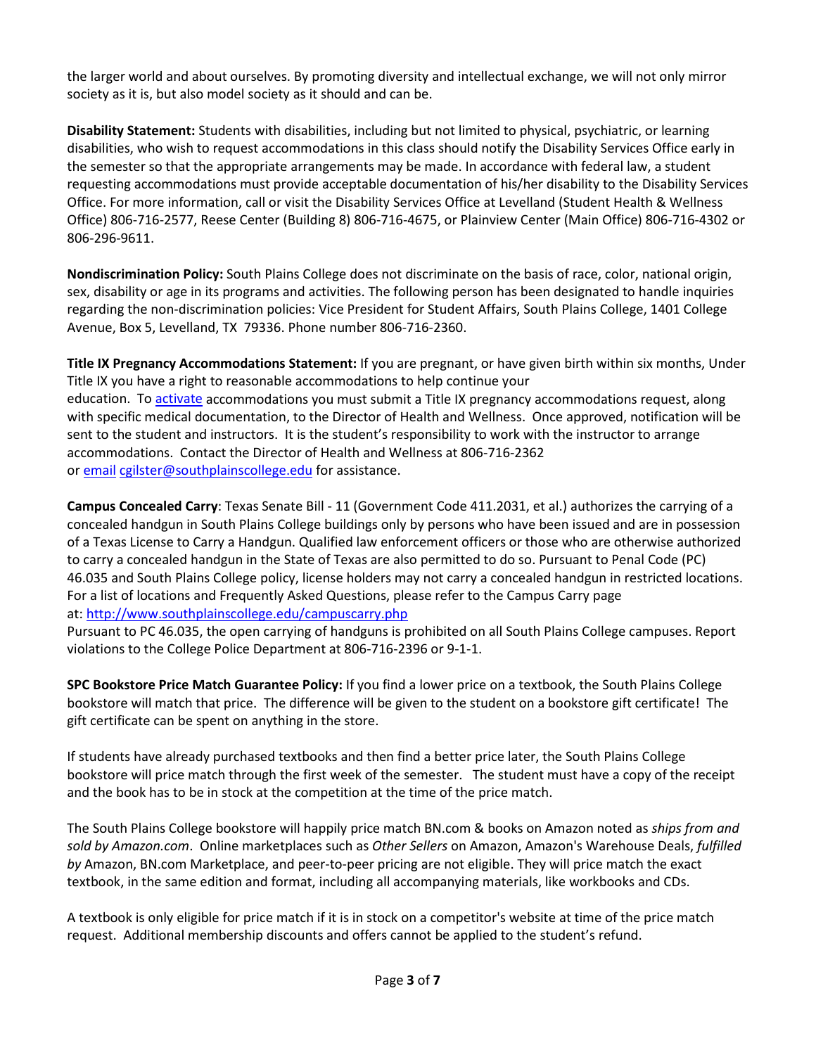the larger world and about ourselves. By promoting diversity and intellectual exchange, we will not only mirror society as it is, but also model society as it should and can be.

**Disability Statement:** Students with disabilities, including but not limited to physical, psychiatric, or learning disabilities, who wish to request accommodations in this class should notify the Disability Services Office early in the semester so that the appropriate arrangements may be made. In accordance with federal law, a student requesting accommodations must provide acceptable documentation of his/her disability to the Disability Services Office. For more information, call or visit the Disability Services Office at Levelland (Student Health & Wellness Office) 806-716-2577, Reese Center (Building 8) 806-716-4675, or Plainview Center (Main Office) 806-716-4302 or 806-296-9611.

**Nondiscrimination Policy:** South Plains College does not discriminate on the basis of race, color, national origin, sex, disability or age in its programs and activities. The following person has been designated to handle inquiries regarding the non-discrimination policies: Vice President for Student Affairs, South Plains College, 1401 College Avenue, Box 5, Levelland, TX 79336. Phone number 806-716-2360.

**Title IX Pregnancy Accommodations Statement:** If you are pregnant, or have given birth within six months, Under Title IX you have a right to reasonable accommodations to help continue your education. To activate accommodations you must submit a Title IX pregnancy accommodations request, along with specific medical documentation, to the Director of Health and Wellness. Once approved, notification will be sent to the student and instructors. It is the student's responsibility to work with the instructor to arrange accommodations. Contact the Director of Health and Wellness at 806-716-2362 or email cgilster@southplainscollege.edu for assistance.

**Campus Concealed Carry**: Texas Senate Bill - 11 (Government Code 411.2031, et al.) authorizes the carrying of a concealed handgun in South Plains College buildings only by persons who have been issued and are in possession of a Texas License to Carry a Handgun. Qualified law enforcement officers or those who are otherwise authorized to carry a concealed handgun in the State of Texas are also permitted to do so. Pursuant to Penal Code (PC) 46.035 and South Plains College policy, license holders may not carry a concealed handgun in restricted locations. For a list of locations and Frequently Asked Questions, please refer to the Campus Carry page at: http://www.southplainscollege.edu/campuscarry.php

Pursuant to PC 46.035, the open carrying of handguns is prohibited on all South Plains College campuses. Report violations to the College Police Department at 806-716-2396 or 9-1-1.

**SPC Bookstore Price Match Guarantee Policy:** If you find a lower price on a textbook, the South Plains College bookstore will match that price. The difference will be given to the student on a bookstore gift certificate! The gift certificate can be spent on anything in the store.

If students have already purchased textbooks and then find a better price later, the South Plains College bookstore will price match through the first week of the semester. The student must have a copy of the receipt and the book has to be in stock at the competition at the time of the price match.

The South Plains College bookstore will happily price match BN.com & books on Amazon noted as *ships from and sold by Amazon.com*. Online marketplaces such as *Other Sellers* on Amazon, Amazon's Warehouse Deals, *fulfilled by* Amazon, BN.com Marketplace, and peer-to-peer pricing are not eligible. They will price match the exact textbook, in the same edition and format, including all accompanying materials, like workbooks and CDs.

A textbook is only eligible for price match if it is in stock on a competitor's website at time of the price match request. Additional membership discounts and offers cannot be applied to the student's refund.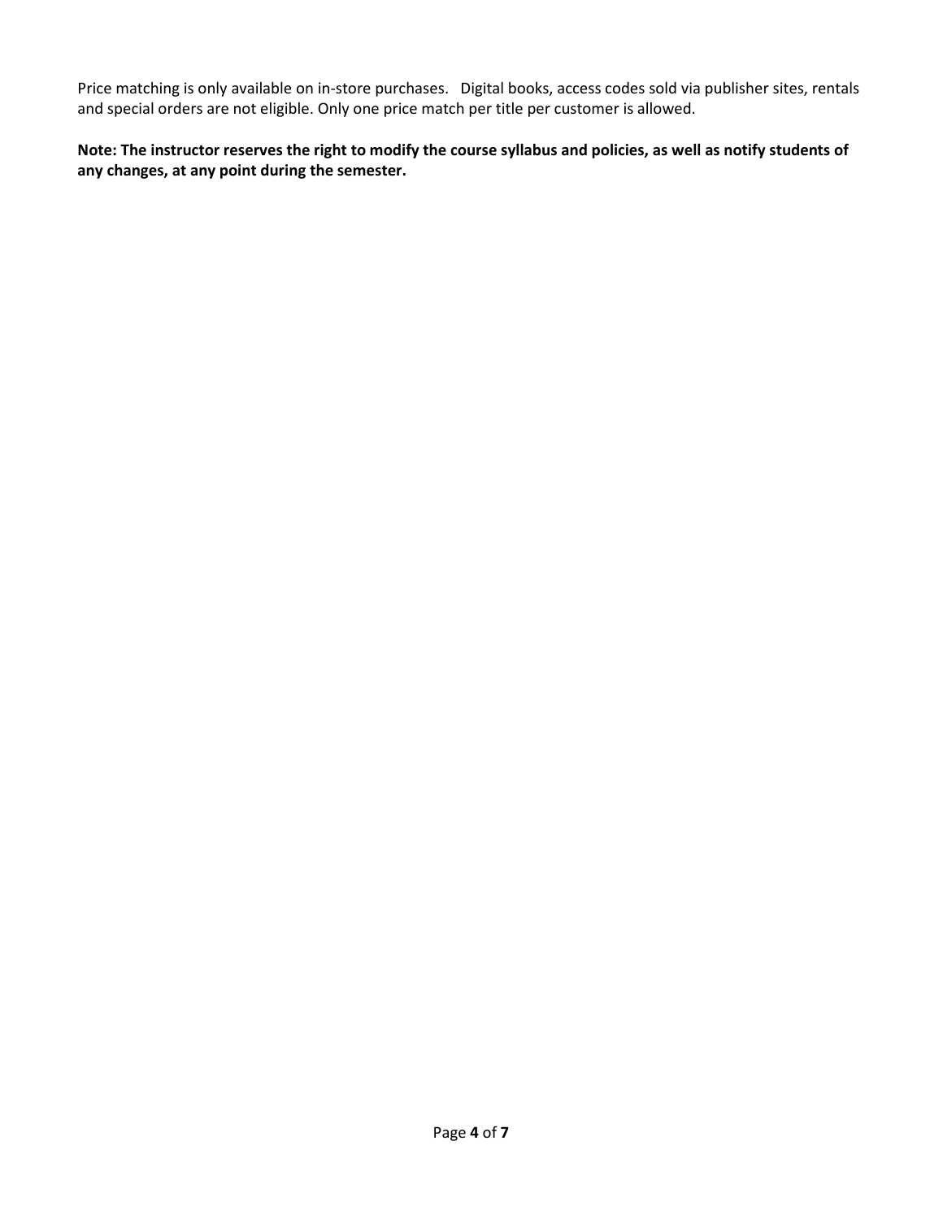Price matching is only available on in-store purchases. Digital books, access codes sold via publisher sites, rentals and special orders are not eligible. Only one price match per title per customer is allowed.

**Note: The instructor reserves the right to modify the course syllabus and policies, as well as notify students of any changes, at any point during the semester.**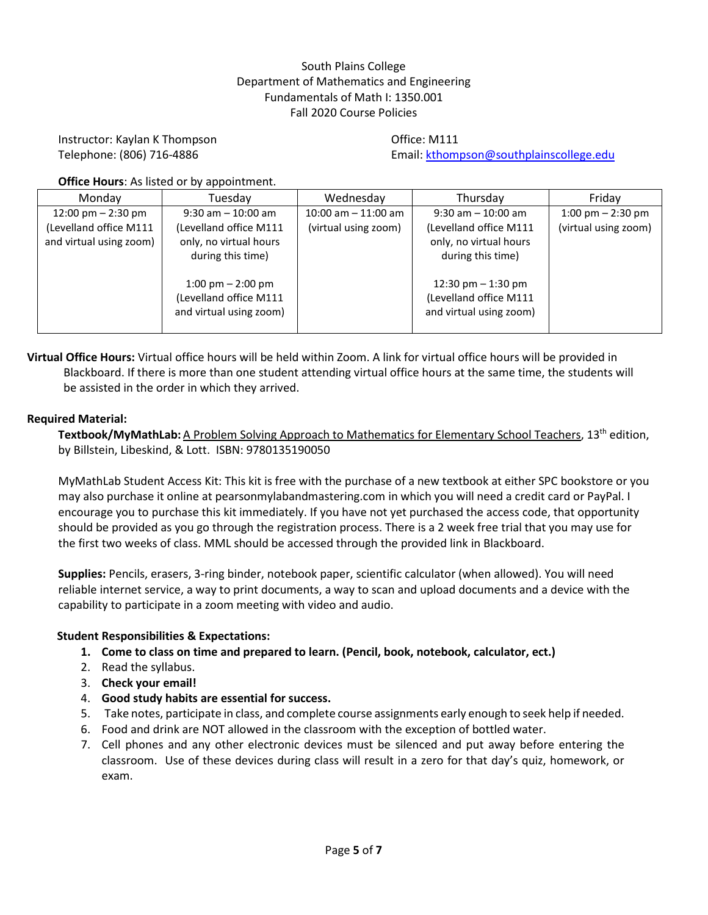South Plains College
Department of Mathematics and Engineering
Fundamentals of Math I: 1350.001
Fall 2020 Course Policies

Instructor: Kaylan K Thompson
Telephone: (806) 716-4886

Office: M111
Email: kthompson@southplainscollege.edu

**Office Hours**: As listed or by appointment.

| Monday | Tuesday | Wednesday | Thursday | Friday |
|---|---|---|---|---|
| 12:00 pm – 2:30 pm (Levelland office M111 and virtual using zoom) | 9:30 am – 10:00 am (Levelland office M111 only, no virtual hours during this time)<br><br>1:00 pm – 2:00 pm (Levelland office M111 and virtual using zoom) | 10:00 am – 11:00 am (virtual using zoom) | 9:30 am – 10:00 am (Levelland office M111 only, no virtual hours during this time)<br><br>12:30 pm – 1:30 pm (Levelland office M111 and virtual using zoom) | 1:00 pm – 2:30 pm (virtual using zoom) |

**Virtual Office Hours:** Virtual office hours will be held within Zoom. A link for virtual office hours will be provided in Blackboard. If there is more than one student attending virtual office hours at the same time, the students will be assisted in the order in which they arrived.

**Required Material:**

**Textbook/MyMathLab:** A Problem Solving Approach to Mathematics for Elementary School Teachers, 13th edition, by Billstein, Libeskind, & Lott. ISBN: 9780135190050

MyMathLab Student Access Kit: This kit is free with the purchase of a new textbook at either SPC bookstore or you may also purchase it online at pearsonmylabandmastering.com in which you will need a credit card or PayPal. I encourage you to purchase this kit immediately. If you have not yet purchased the access code, that opportunity should be provided as you go through the registration process. There is a 2 week free trial that you may use for the first two weeks of class. MML should be accessed through the provided link in Blackboard.

**Supplies:** Pencils, erasers, 3-ring binder, notebook paper, scientific calculator (when allowed). You will need reliable internet service, a way to print documents, a way to scan and upload documents and a device with the capability to participate in a zoom meeting with video and audio.

**Student Responsibilities & Expectations:**

1. **Come to class on time and prepared to learn. (Pencil, book, notebook, calculator, ect.)**
2. Read the syllabus.
3. **Check your email!**
4. **Good study habits are essential for success.**
5. Take notes, participate in class, and complete course assignments early enough to seek help if needed.
6. Food and drink are NOT allowed in the classroom with the exception of bottled water.
7. Cell phones and any other electronic devices must be silenced and put away before entering the classroom. Use of these devices during class will result in a zero for that day's quiz, homework, or exam.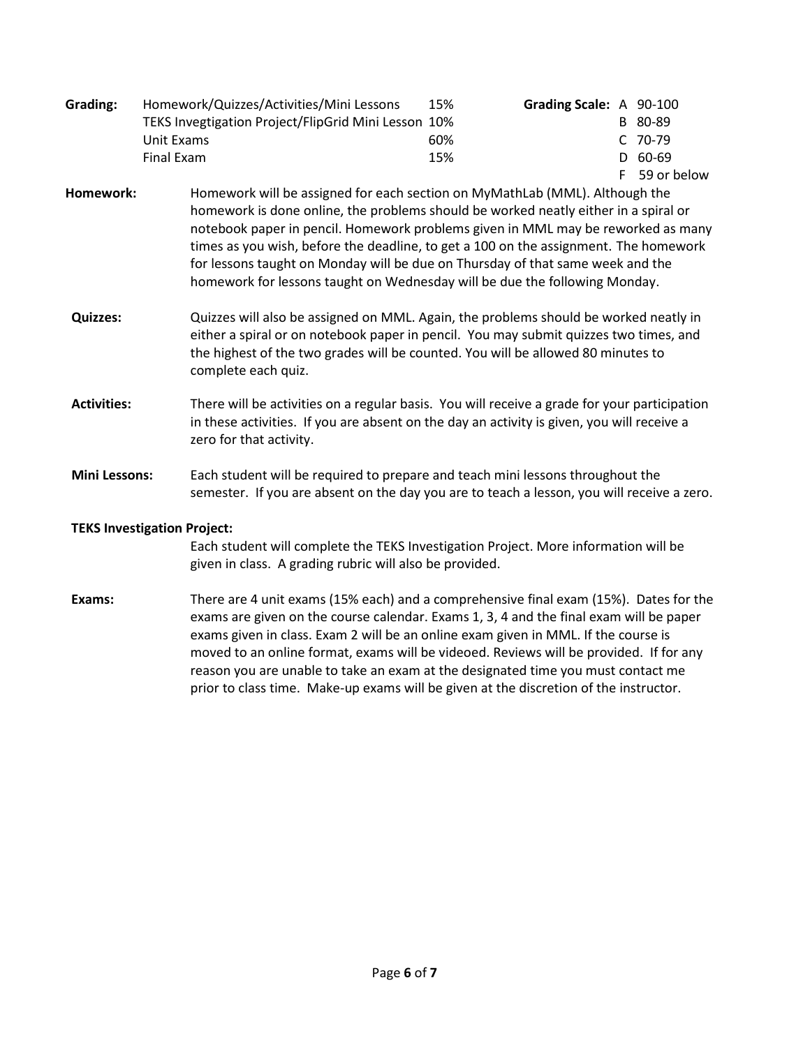**Grading:**

| Category | Weight |
|---|---|
| Homework/Quizzes/Activities/Mini Lessons | 15% |
| TEKS Invegtigation Project/FlipGrid Mini Lesson | 10% |
| Unit Exams | 60% |
| Final Exam | 15% |

**Grading Scale:**

| Grade | Range |
|---|---|
| A | 90-100 |
| B | 80-89 |
| C | 70-79 |
| D | 60-69 |
| F | 59 or below |

**Homework:** Homework will be assigned for each section on MyMathLab (MML). Although the homework is done online, the problems should be worked neatly either in a spiral or notebook paper in pencil. Homework problems given in MML may be reworked as many times as you wish, before the deadline, to get a 100 on the assignment. The homework for lessons taught on Monday will be due on Thursday of that same week and the homework for lessons taught on Wednesday will be due the following Monday.

**Quizzes:** Quizzes will also be assigned on MML. Again, the problems should be worked neatly in either a spiral or on notebook paper in pencil. You may submit quizzes two times, and the highest of the two grades will be counted. You will be allowed 80 minutes to complete each quiz.

**Activities:** There will be activities on a regular basis. You will receive a grade for your participation in these activities. If you are absent on the day an activity is given, you will receive a zero for that activity.

**Mini Lessons:** Each student will be required to prepare and teach mini lessons throughout the semester. If you are absent on the day you are to teach a lesson, you will receive a zero.

**TEKS Investigation Project:**
Each student will complete the TEKS Investigation Project. More information will be given in class. A grading rubric will also be provided.

**Exams:** There are 4 unit exams (15% each) and a comprehensive final exam (15%). Dates for the exams are given on the course calendar. Exams 1, 3, 4 and the final exam will be paper exams given in class. Exam 2 will be an online exam given in MML. If the course is moved to an online format, exams will be videoed. Reviews will be provided. If for any reason you are unable to take an exam at the designated time you must contact me prior to class time. Make-up exams will be given at the discretion of the instructor.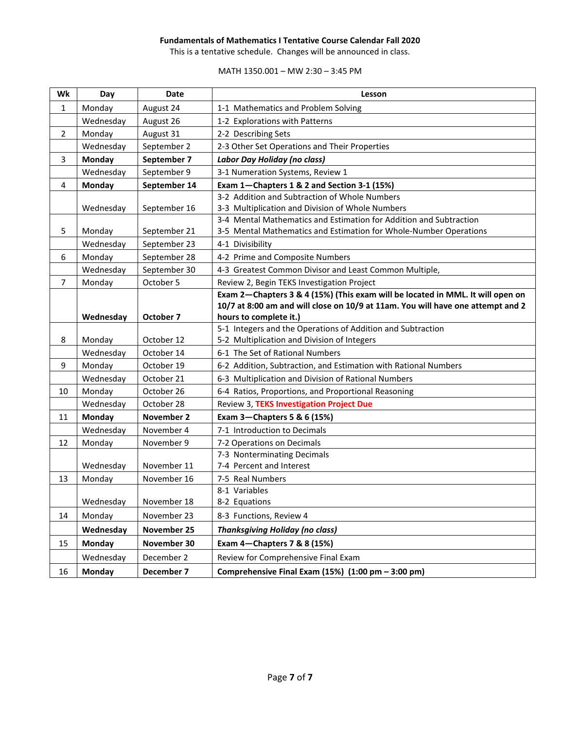**Fundamentals of Mathematics I Tentative Course Calendar Fall 2020**

This is a tentative schedule. Changes will be announced in class.

MATH 1350.001 – MW 2:30 – 3:45 PM

| Wk | Day | Date | Lesson |
|---|---|---|---|
| 1 | Monday | August 24 | 1-1 Mathematics and Problem Solving |
| | Wednesday | August 26 | 1-2 Explorations with Patterns |
| 2 | Monday | August 31 | 2-2 Describing Sets |
| | Wednesday | September 2 | 2-3 Other Set Operations and Their Properties |
| 3 | **Monday** | **September 7** | ***Labor Day Holiday (no class)*** |
| | Wednesday | September 9 | 3-1 Numeration Systems, Review 1 |
| 4 | **Monday** | **September 14** | **Exam 1—Chapters 1 & 2 and Section 3-1 (15%)** |
| | Wednesday | September 16 | 3-2 Addition and Subtraction of Whole Numbers<br>3-3 Multiplication and Division of Whole Numbers |
| 5 | Monday | September 21 | 3-4 Mental Mathematics and Estimation for Addition and Subtraction<br>3-5 Mental Mathematics and Estimation for Whole-Number Operations |
| | Wednesday | September 23 | 4-1 Divisibility |
| 6 | Monday | September 28 | 4-2 Prime and Composite Numbers |
| | Wednesday | September 30 | 4-3 Greatest Common Divisor and Least Common Multiple, |
| 7 | Monday | October 5 | Review 2, Begin TEKS Investigation Project |
| | **Wednesday** | **October 7** | **Exam 2—Chapters 3 & 4 (15%) (This exam will be located in MML. It will open on 10/7 at 8:00 am and will close on 10/9 at 11am. You will have one attempt and 2 hours to complete it.)** |
| 8 | Monday | October 12 | 5-1 Integers and the Operations of Addition and Subtraction<br>5-2 Multiplication and Division of Integers |
| | Wednesday | October 14 | 6-1 The Set of Rational Numbers |
| 9 | Monday | October 19 | 6-2 Addition, Subtraction, and Estimation with Rational Numbers |
| | Wednesday | October 21 | 6-3 Multiplication and Division of Rational Numbers |
| 10 | Monday | October 26 | 6-4 Ratios, Proportions, and Proportional Reasoning |
| | Wednesday | October 28 | Review 3, **TEKS Investigation Project Due** |
| 11 | **Monday** | **November 2** | **Exam 3—Chapters 5 & 6 (15%)** |
| | Wednesday | November 4 | 7-1 Introduction to Decimals |
| 12 | Monday | November 9 | 7-2 Operations on Decimals |
| | Wednesday | November 11 | 7-3 Nonterminating Decimals<br>7-4 Percent and Interest |
| 13 | Monday | November 16 | 7-5 Real Numbers |
| | Wednesday | November 18 | 8-1 Variables<br>8-2 Equations |
| 14 | Monday | November 23 | 8-3 Functions, Review 4 |
| | **Wednesday** | **November 25** | ***Thanksgiving Holiday (no class)*** |
| 15 | **Monday** | **November 30** | **Exam 4—Chapters 7 & 8 (15%)** |
| | Wednesday | December 2 | Review for Comprehensive Final Exam |
| 16 | **Monday** | **December 7** | **Comprehensive Final Exam (15%) (1:00 pm – 3:00 pm)** |